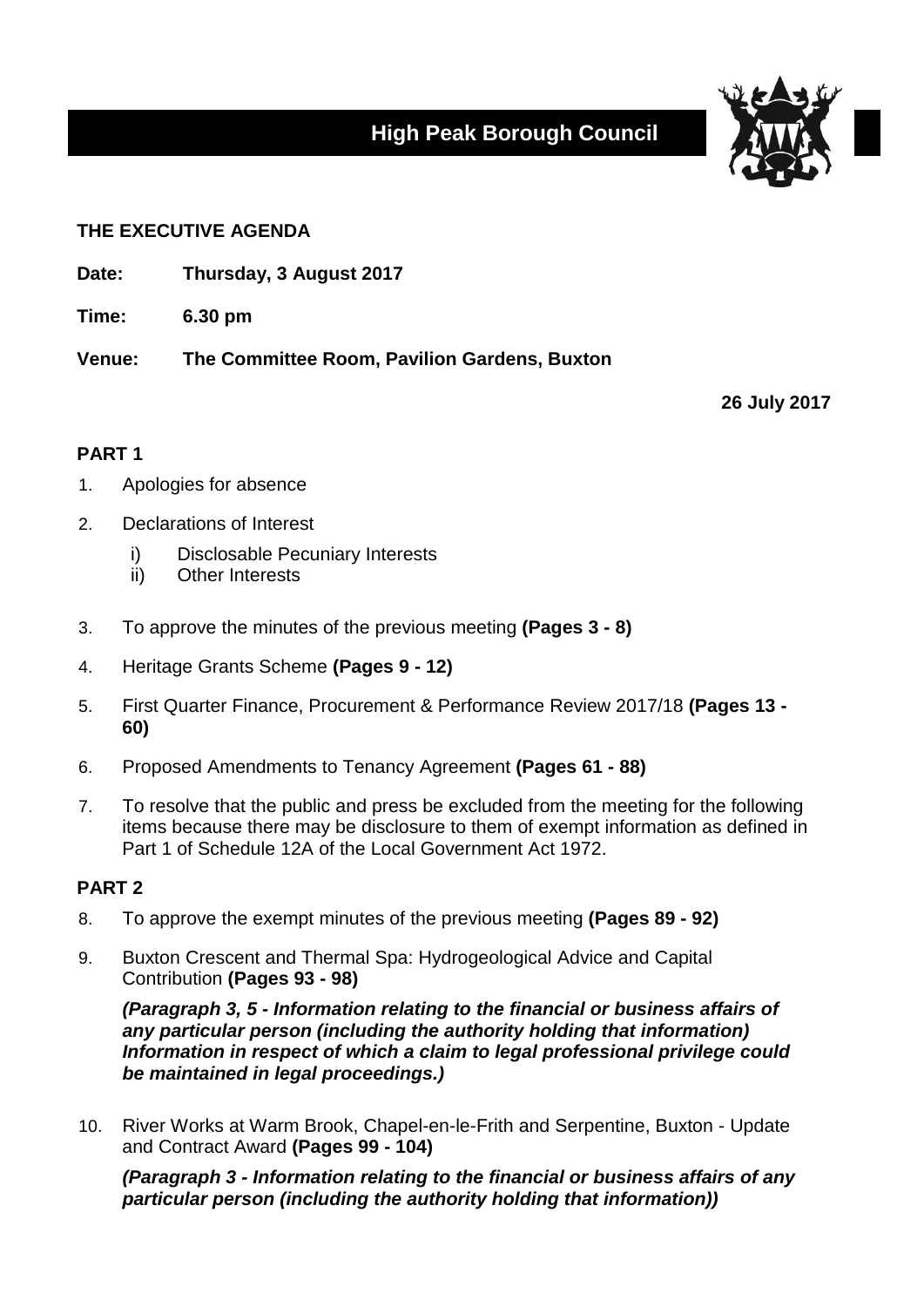# High Peak Borough Council

## THE EXECUTIVE AGENDA

**Date:** **Thursday, 3 August 2017**

**Time:** **6.30 pm**

**Venue:** **The Committee Room, Pavilion Gardens, Buxton**

**26 July 2017**

### PART 1

1. Apologies for absence

2. Declarations of Interest

   i) Disclosable Pecuniary Interests
   ii) Other Interests

3. To approve the minutes of the previous meeting **(Pages 3 - 8)**

4. Heritage Grants Scheme **(Pages 9 - 12)**

5. First Quarter Finance, Procurement & Performance Review 2017/18 **(Pages 13 - 60)**

6. Proposed Amendments to Tenancy Agreement **(Pages 61 - 88)**

7. To resolve that the public and press be excluded from the meeting for the following items because there may be disclosure to them of exempt information as defined in Part 1 of Schedule 12A of the Local Government Act 1972.

### PART 2

8. To approve the exempt minutes of the previous meeting **(Pages 89 - 92)**

9. Buxton Crescent and Thermal Spa: Hydrogeological Advice and Capital Contribution **(Pages 93 - 98)**

   ***(Paragraph 3, 5 - Information relating to the financial or business affairs of any particular person (including the authority holding that information) Information in respect of which a claim to legal professional privilege could be maintained in legal proceedings.)***

10. River Works at Warm Brook, Chapel-en-le-Frith and Serpentine, Buxton - Update and Contract Award **(Pages 99 - 104)**

    ***(Paragraph 3 - Information relating to the financial or business affairs of any particular person (including the authority holding that information))***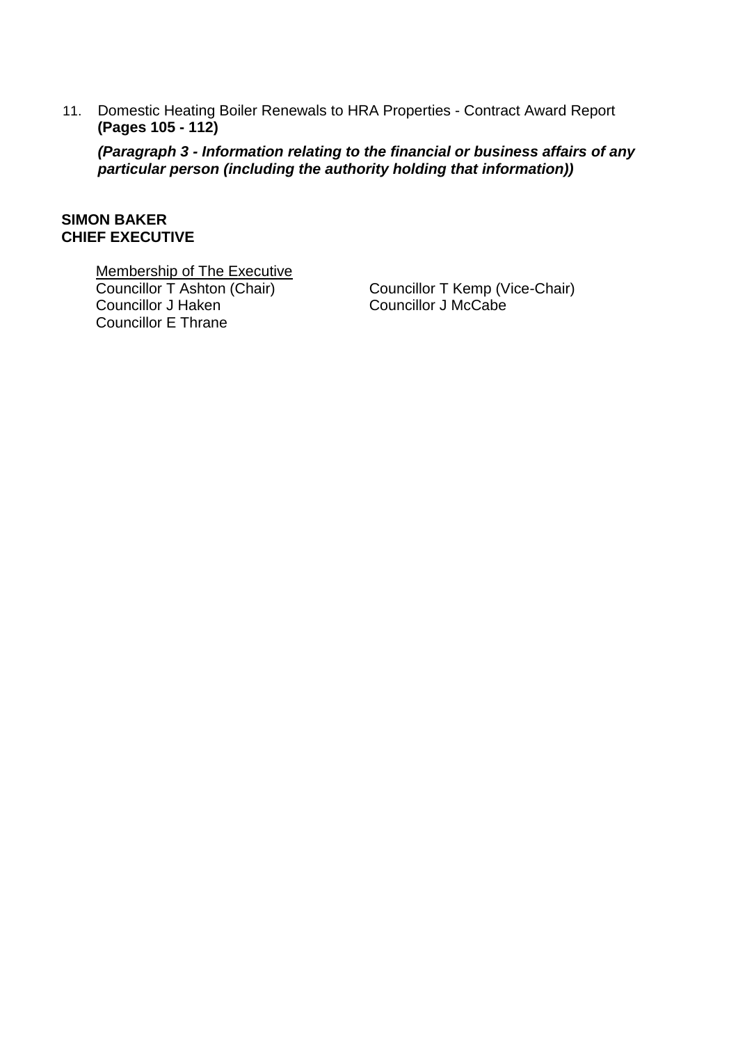11. Domestic Heating Boiler Renewals to HRA Properties - Contract Award Report **(Pages 105 - 112)**

    ***(Paragraph 3 - Information relating to the financial or business affairs of any particular person (including the authority holding that information))***

**SIMON BAKER**
**CHIEF EXECUTIVE**

Membership of The Executive

Councillor T Ashton (Chair)
Councillor T Kemp (Vice-Chair)
Councillor J Haken
Councillor J McCabe
Councillor E Thrane